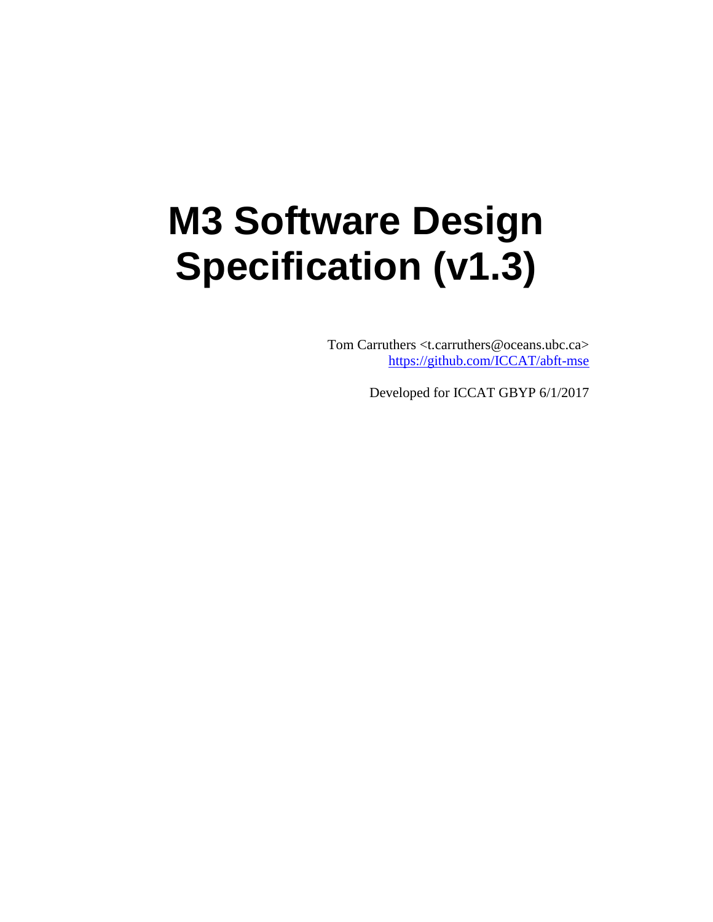# M3 Software Design Specification (v1.3)

Tom Carruthers <t.carruthers@oceans.ubc.ca>
https://github.com/ICCAT/abft-mse

Developed for ICCAT GBYP 6/1/2017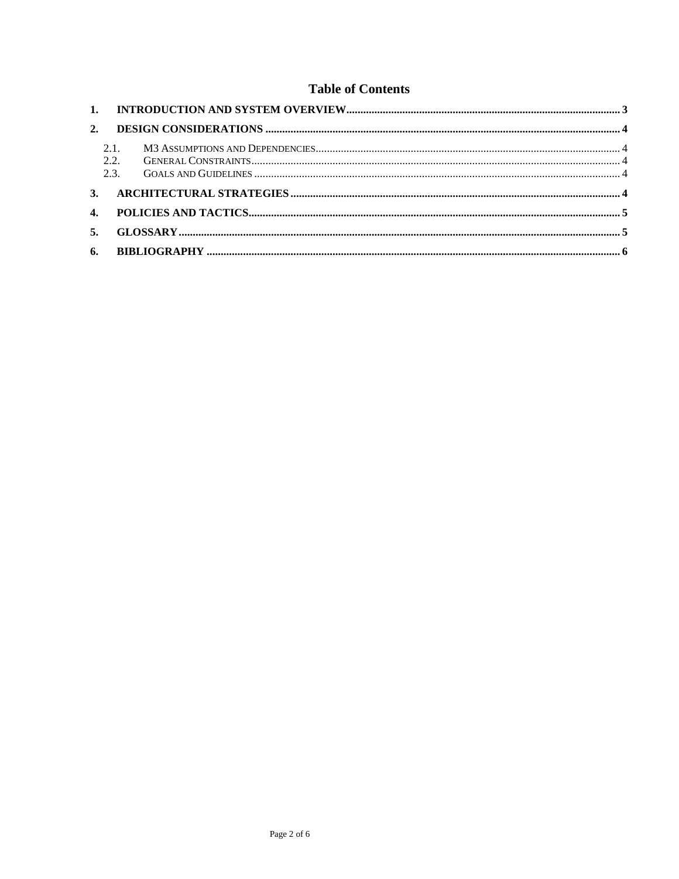# Table of Contents

1. **INTRODUCTION AND SYSTEM OVERVIEW** ..... 3
2. **DESIGN CONSIDERATIONS** ..... 4
    - 2.1. M3 ASSUMPTIONS AND DEPENDENCIES ..... 4
    - 2.2. GENERAL CONSTRAINTS ..... 4
    - 2.3. GOALS AND GUIDELINES ..... 4
3. **ARCHITECTURAL STRATEGIES** ..... 4
4. **POLICIES AND TACTICS** ..... 5
5. **GLOSSARY** ..... 5
6. **BIBLIOGRAPHY** ..... 6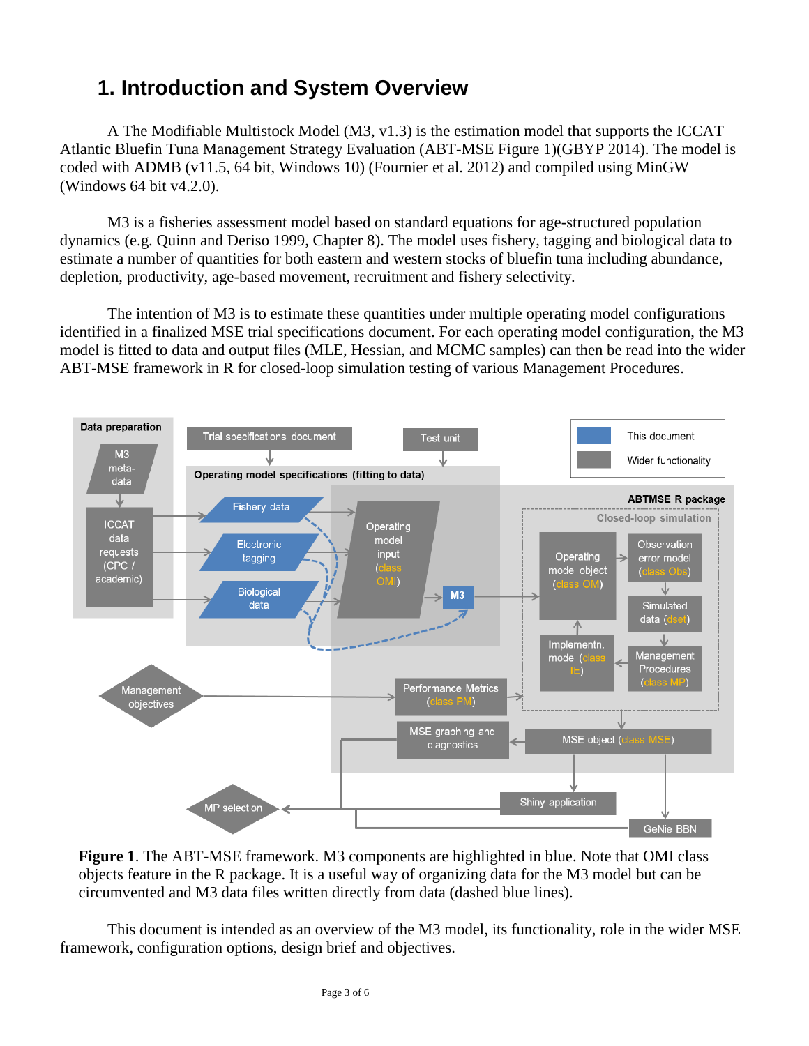# 1. Introduction and System Overview

A The Modifiable Multistock Model (M3, v1.3) is the estimation model that supports the ICCAT Atlantic Bluefin Tuna Management Strategy Evaluation (ABT-MSE Figure 1)(GBYP 2014). The model is coded with ADMB (v11.5, 64 bit, Windows 10) (Fournier et al. 2012) and compiled using MinGW (Windows 64 bit v4.2.0).

M3 is a fisheries assessment model based on standard equations for age-structured population dynamics (e.g. Quinn and Deriso 1999, Chapter 8). The model uses fishery, tagging and biological data to estimate a number of quantities for both eastern and western stocks of bluefin tuna including abundance, depletion, productivity, age-based movement, recruitment and fishery selectivity.

The intention of M3 is to estimate these quantities under multiple operating model configurations identified in a finalized MSE trial specifications document. For each operating model configuration, the M3 model is fitted to data and output files (MLE, Hessian, and MCMC samples) can then be read into the wider ABT-MSE framework in R for closed-loop simulation testing of various Management Procedures.

**Figure 1**. The ABT-MSE framework. M3 components are highlighted in blue. Note that OMI class objects feature in the R package. It is a useful way of organizing data for the M3 model but can be circumvented and M3 data files written directly from data (dashed blue lines).

This document is intended as an overview of the M3 model, its functionality, role in the wider MSE framework, configuration options, design brief and objectives.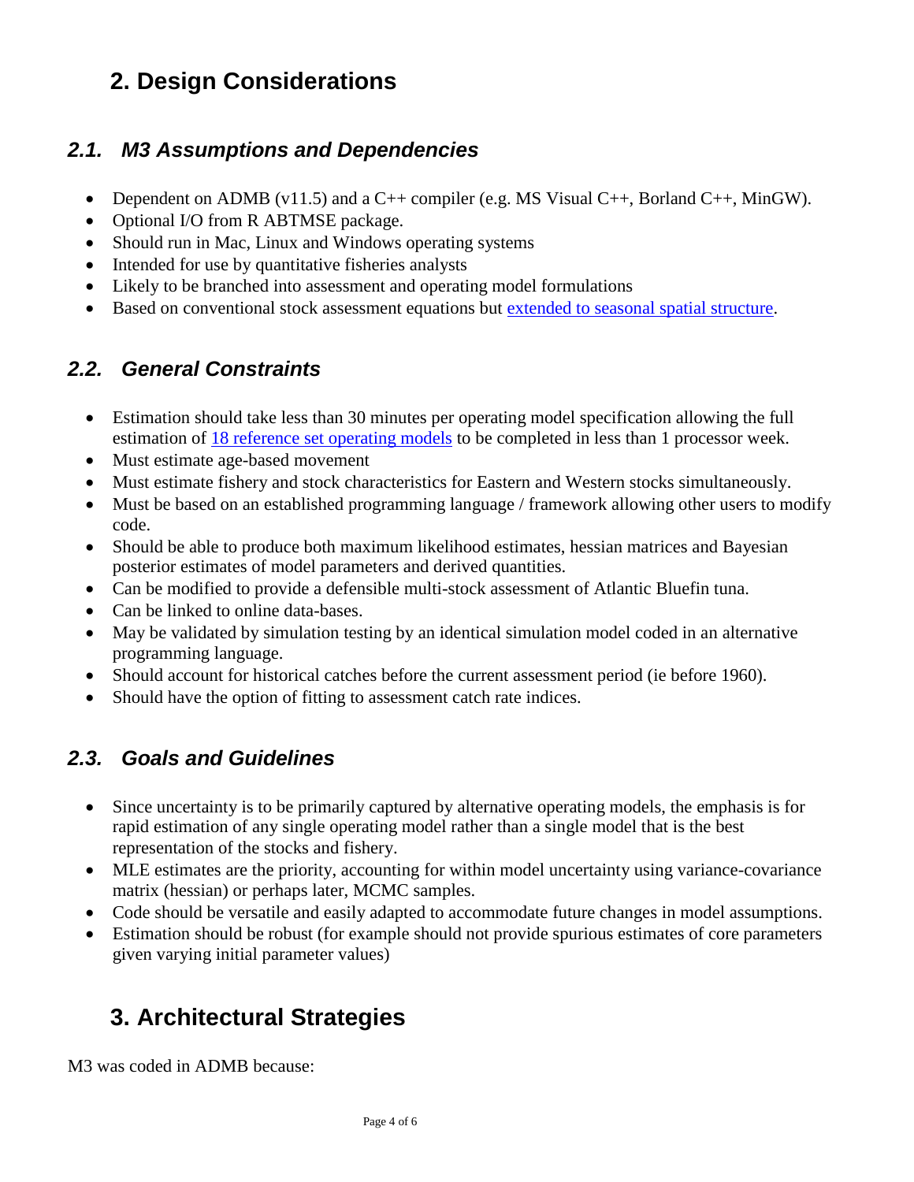# 2. Design Considerations

## 2.1. M3 Assumptions and Dependencies

- Dependent on ADMB (v11.5) and a C++ compiler (e.g. MS Visual C++, Borland C++, MinGW).
- Optional I/O from R ABTMSE package.
- Should run in Mac, Linux and Windows operating systems
- Intended for use by quantitative fisheries analysts
- Likely to be branched into assessment and operating model formulations
- Based on conventional stock assessment equations but extended to seasonal spatial structure.

## 2.2. General Constraints

- Estimation should take less than 30 minutes per operating model specification allowing the full estimation of 18 reference set operating models to be completed in less than 1 processor week.
- Must estimate age-based movement
- Must estimate fishery and stock characteristics for Eastern and Western stocks simultaneously.
- Must be based on an established programming language / framework allowing other users to modify code.
- Should be able to produce both maximum likelihood estimates, hessian matrices and Bayesian posterior estimates of model parameters and derived quantities.
- Can be modified to provide a defensible multi-stock assessment of Atlantic Bluefin tuna.
- Can be linked to online data-bases.
- May be validated by simulation testing by an identical simulation model coded in an alternative programming language.
- Should account for historical catches before the current assessment period (ie before 1960).
- Should have the option of fitting to assessment catch rate indices.

## 2.3. Goals and Guidelines

- Since uncertainty is to be primarily captured by alternative operating models, the emphasis is for rapid estimation of any single operating model rather than a single model that is the best representation of the stocks and fishery.
- MLE estimates are the priority, accounting for within model uncertainty using variance-covariance matrix (hessian) or perhaps later, MCMC samples.
- Code should be versatile and easily adapted to accommodate future changes in model assumptions.
- Estimation should be robust (for example should not provide spurious estimates of core parameters given varying initial parameter values)

# 3. Architectural Strategies

M3 was coded in ADMB because: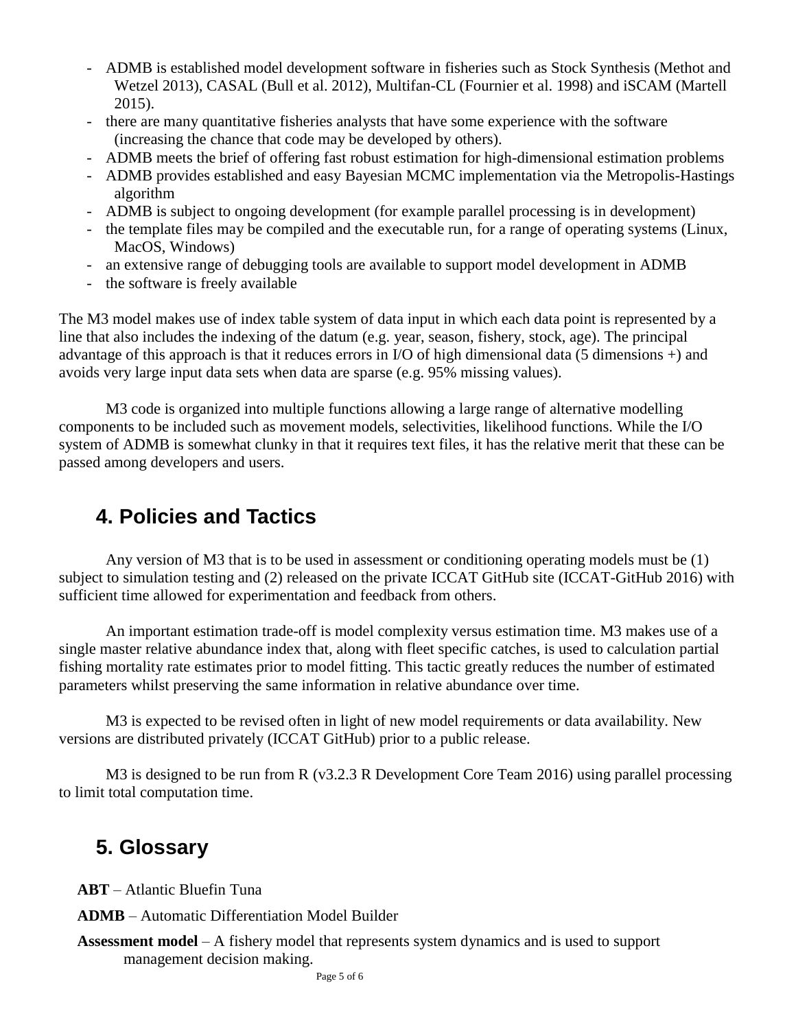- ADMB is established model development software in fisheries such as Stock Synthesis (Methot and Wetzel 2013), CASAL (Bull et al. 2012), Multifan-CL (Fournier et al. 1998) and iSCAM (Martell 2015).
- there are many quantitative fisheries analysts that have some experience with the software (increasing the chance that code may be developed by others).
- ADMB meets the brief of offering fast robust estimation for high-dimensional estimation problems
- ADMB provides established and easy Bayesian MCMC implementation via the Metropolis-Hastings algorithm
- ADMB is subject to ongoing development (for example parallel processing is in development)
- the template files may be compiled and the executable run, for a range of operating systems (Linux, MacOS, Windows)
- an extensive range of debugging tools are available to support model development in ADMB
- the software is freely available

The M3 model makes use of index table system of data input in which each data point is represented by a line that also includes the indexing of the datum (e.g. year, season, fishery, stock, age). The principal advantage of this approach is that it reduces errors in I/O of high dimensional data (5 dimensions +) and avoids very large input data sets when data are sparse (e.g. 95% missing values).

M3 code is organized into multiple functions allowing a large range of alternative modelling components to be included such as movement models, selectivities, likelihood functions. While the I/O system of ADMB is somewhat clunky in that it requires text files, it has the relative merit that these can be passed among developers and users.

## 4. Policies and Tactics

Any version of M3 that is to be used in assessment or conditioning operating models must be (1) subject to simulation testing and (2) released on the private ICCAT GitHub site (ICCAT-GitHub 2016) with sufficient time allowed for experimentation and feedback from others.

An important estimation trade-off is model complexity versus estimation time. M3 makes use of a single master relative abundance index that, along with fleet specific catches, is used to calculation partial fishing mortality rate estimates prior to model fitting. This tactic greatly reduces the number of estimated parameters whilst preserving the same information in relative abundance over time.

M3 is expected to be revised often in light of new model requirements or data availability. New versions are distributed privately (ICCAT GitHub) prior to a public release.

M3 is designed to be run from R (v3.2.3 R Development Core Team 2016) using parallel processing to limit total computation time.

## 5. Glossary

**ABT** – Atlantic Bluefin Tuna

**ADMB** – Automatic Differentiation Model Builder

**Assessment model** – A fishery model that represents system dynamics and is used to support management decision making.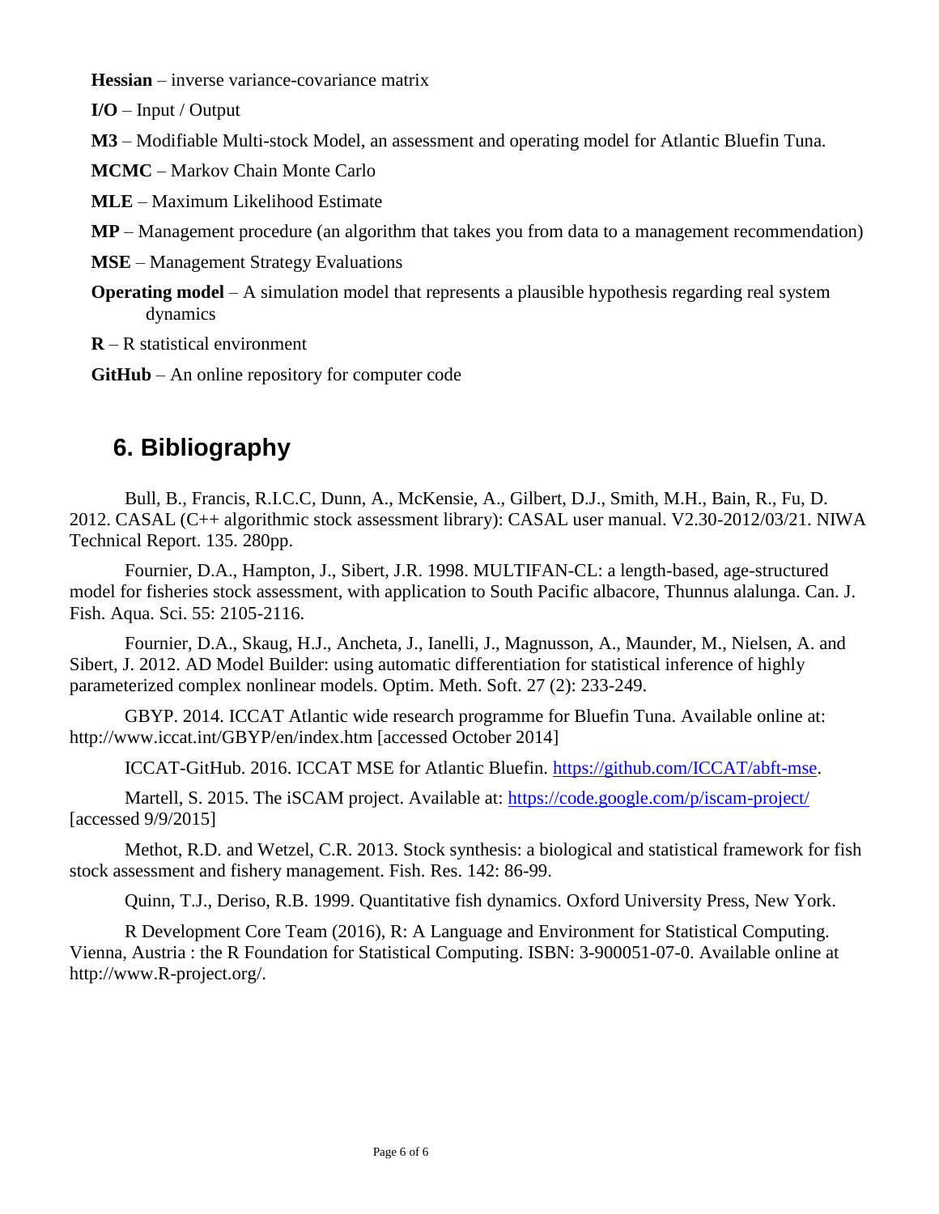**Hessian** – inverse variance-covariance matrix

**I/O** – Input / Output

**M3** – Modifiable Multi-stock Model, an assessment and operating model for Atlantic Bluefin Tuna.

**MCMC** – Markov Chain Monte Carlo

**MLE** – Maximum Likelihood Estimate

**MP** – Management procedure (an algorithm that takes you from data to a management recommendation)

**MSE** – Management Strategy Evaluations

**Operating model** – A simulation model that represents a plausible hypothesis regarding real system dynamics

**R** – R statistical environment

**GitHub** – An online repository for computer code

## 6. Bibliography

Bull, B., Francis, R.I.C.C, Dunn, A., McKensie, A., Gilbert, D.J., Smith, M.H., Bain, R., Fu, D. 2012. CASAL (C++ algorithmic stock assessment library): CASAL user manual. V2.30-2012/03/21. NIWA Technical Report. 135. 280pp.

Fournier, D.A., Hampton, J., Sibert, J.R. 1998. MULTIFAN-CL: a length-based, age-structured model for fisheries stock assessment, with application to South Pacific albacore, Thunnus alalunga. Can. J. Fish. Aqua. Sci. 55: 2105-2116.

Fournier, D.A., Skaug, H.J., Ancheta, J., Ianelli, J., Magnusson, A., Maunder, M., Nielsen, A. and Sibert, J. 2012. AD Model Builder: using automatic differentiation for statistical inference of highly parameterized complex nonlinear models. Optim. Meth. Soft. 27 (2): 233-249.

GBYP. 2014. ICCAT Atlantic wide research programme for Bluefin Tuna. Available online at: http://www.iccat.int/GBYP/en/index.htm [accessed October 2014]

ICCAT-GitHub. 2016. ICCAT MSE for Atlantic Bluefin. https://github.com/ICCAT/abft-mse.

Martell, S. 2015. The iSCAM project. Available at: https://code.google.com/p/iscam-project/ [accessed 9/9/2015]

Methot, R.D. and Wetzel, C.R. 2013. Stock synthesis: a biological and statistical framework for fish stock assessment and fishery management. Fish. Res. 142: 86-99.

Quinn, T.J., Deriso, R.B. 1999. Quantitative fish dynamics. Oxford University Press, New York.

R Development Core Team (2016), R: A Language and Environment for Statistical Computing. Vienna, Austria : the R Foundation for Statistical Computing. ISBN: 3-900051-07-0. Available online at http://www.R-project.org/.